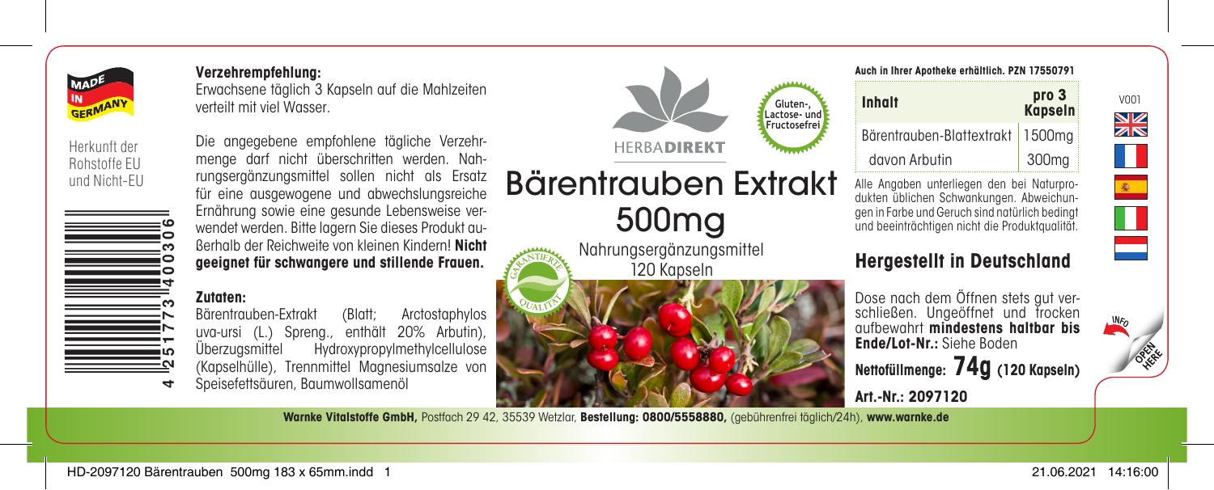MADE IN GERMANY

Herkunft der Rohstoffe EU und Nicht-EU

4 251773 400306

**Verzehrempfehlung:**
Erwachsene täglich 3 Kapseln auf die Mahlzeiten verteilt mit viel Wasser.

Die angegebene empfohlene tägliche Verzehrmenge darf nicht überschritten werden. Nahrungsergänzungsmittel sollen nicht als Ersatz für eine ausgewogene und abwechslungsreiche Ernährung sowie eine gesunde Lebensweise verwendet werden. Bitte lagern Sie dieses Produkt außerhalb der Reichweite von kleinen Kindern! **Nicht geeignet für schwangere und stillende Frauen.**

**Zutaten:**
Bärentrauben-Extrakt (Blatt; Arctostaphylos uva-ursi (L.) Spreng., enthält 20% Arbutin), Überzugsmittel Hydroxypropylmethylcellulose (Kapselhülle), Trennmittel Magnesiumsalze von Speisefettsäuren, Baumwollsamenöl

HERBADIREKT

Gluten-, Lactose- und Fructosefrei

# Bärentrauben Extrakt 500mg

Nahrungsergänzungsmittel
120 Kapseln

GARANTIERTE QUALITÄT

**Auch in Ihrer Apotheke erhältlich. PZN 17550791**

| Inhalt | pro 3 Kapseln |
|---|---|
| Bärentrauben-Blattextrakt | 1500mg |
| davon Arbutin | 300mg |

Alle Angaben unterliegen den bei Naturprodukten üblichen Schwankungen. Abweichungen in Farbe und Geruch sind natürlich bedingt und beeinträchtigen nicht die Produktqualität.

## Hergestellt in Deutschland

Dose nach dem Öffnen stets gut verschließen. Ungeöffnet und trocken aufbewahrt **mindestens haltbar bis Ende/Lot-Nr.:** Siehe Boden

**Nettofüllmenge: 74g (120 Kapseln)**

**Art.-Nr.: 2097120**

V001

INFO

OPEN HERE

**Warnke Vitalstoffe GmbH,** Postfach 29 42, 35539 Wetzlar, **Bestellung: 0800/5558880,** (gebührenfrei täglich/24h), **www.warnke.de**

HD-2097120 Bärentrauben 500mg 183 x 65mm.indd 1 21.06.2021 14:16:00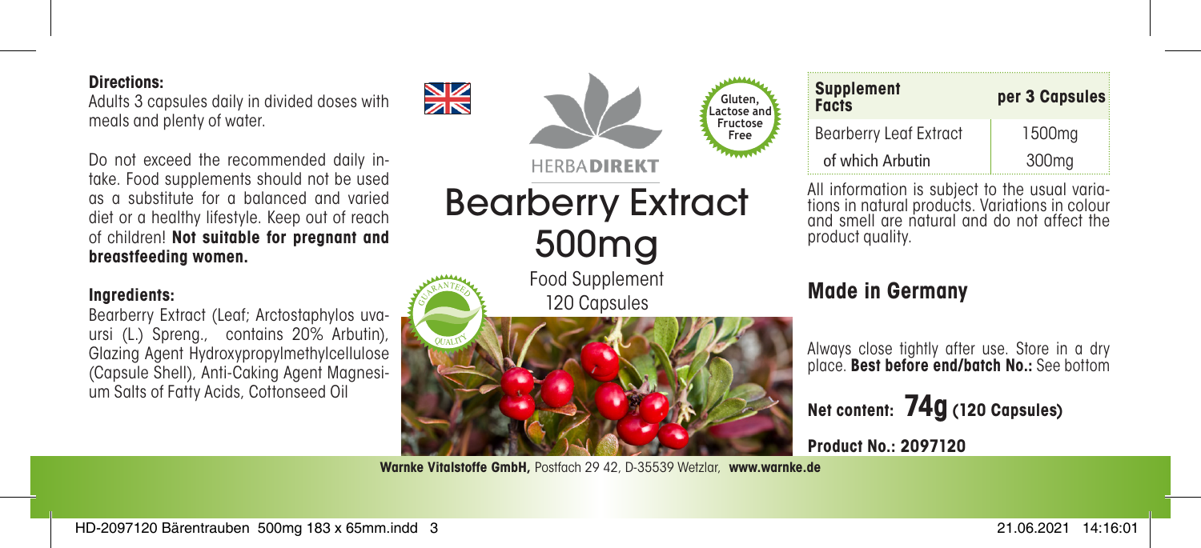**Directions:**

Adults 3 capsules daily in divided doses with meals and plenty of water.

Do not exceed the recommended daily intake. Food supplements should not be used as a substitute for a balanced and varied diet or a healthy lifestyle. Keep out of reach of children! **Not suitable for pregnant and breastfeeding women.**

**Ingredients:**

Bearberry Extract (Leaf; Arctostaphylos uva-ursi (L.) Spreng., contains 20% Arbutin), Glazing Agent Hydroxypropylmethylcellulose (Capsule Shell), Anti-Caking Agent Magnesium Salts of Fatty Acids, Cottonseed Oil

Gluten, Lactose and Fructose Free

HERBA**DIREKT**

# Bearberry Extract 500mg

Food Supplement
120 Capsules

GUARANTEED QUALITY

| Supplement Facts | per 3 Capsules |
|---|---|
| Bearberry Leaf Extract | 1500mg |
| of which Arbutin | 300mg |

All information is subject to the usual variations in natural products. Variations in colour and smell are natural and do not affect the product quality.

## Made in Germany

Always close tightly after use. Store in a dry place. **Best before end/batch No.:** See bottom

**Net content: 74g (120 Capsules)**

**Product No.: 2097120**

**Warnke Vitalstoffe GmbH,** Postfach 29 42, D-35539 Wetzlar, **www.warnke.de**

HD-2097120 Bärentrauben 500mg 183 x 65mm.indd 3 21.06.2021 14:16:01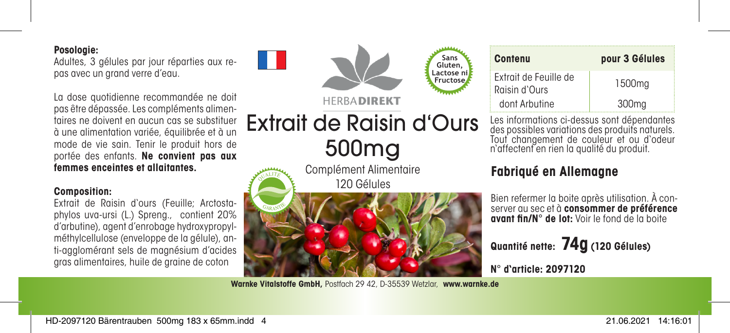**Posologie:**
Adultes, 3 gélules par jour réparties aux repas avec un grand verre d'eau.

La dose quotidienne recommandée ne doit pas être dépassée. Les compléments alimentaires ne doivent en aucun cas se substituer à une alimentation variée, équilibrée et à un mode de vie sain. Tenir le produit hors de portée des enfants. **Ne convient pas aux femmes enceintes et allaitantes.**

**Composition:**
Extrait de Raisin d'ours (Feuille; Arctostaphylos uva-ursi (L.) Spreng., contient 20% d'arbutine), agent d'enrobage hydroxypropylméthylcellulose (enveloppe de la gélule), anti-agglomérant sels de magnésium d'acides gras alimentaires, huile de graine de coton

Sans Gluten, Lactose ni Fructose

HERBA**DIREKT**

# Extrait de Raisin d'Ours 500mg

Complément Alimentaire
120 Gélules

QUALITE GARANTIE

| Contenu | pour 3 Gélules |
|---|---|
| Extrait de Feuille de Raisin d'Ours | 1500mg |
| dont Arbutine | 300mg |

Les informations ci-dessus sont dépendantes des possibles variations des produits naturels. Tout changement de couleur et ou d'odeur n'affectent en rien la qualité du produit.

## Fabriqué en Allemagne

Bien refermer la boite après utilisation. À conserver au sec et à **consommer de préférence avant fin/N° de lot:** Voir le fond de la boite

**Quantité nette: 74g (120 Gélules)**

**N° d'article: 2097120**

**Warnke Vitalstoffe GmbH,** Postfach 29 42, D-35539 Wetzlar, **www.warnke.de**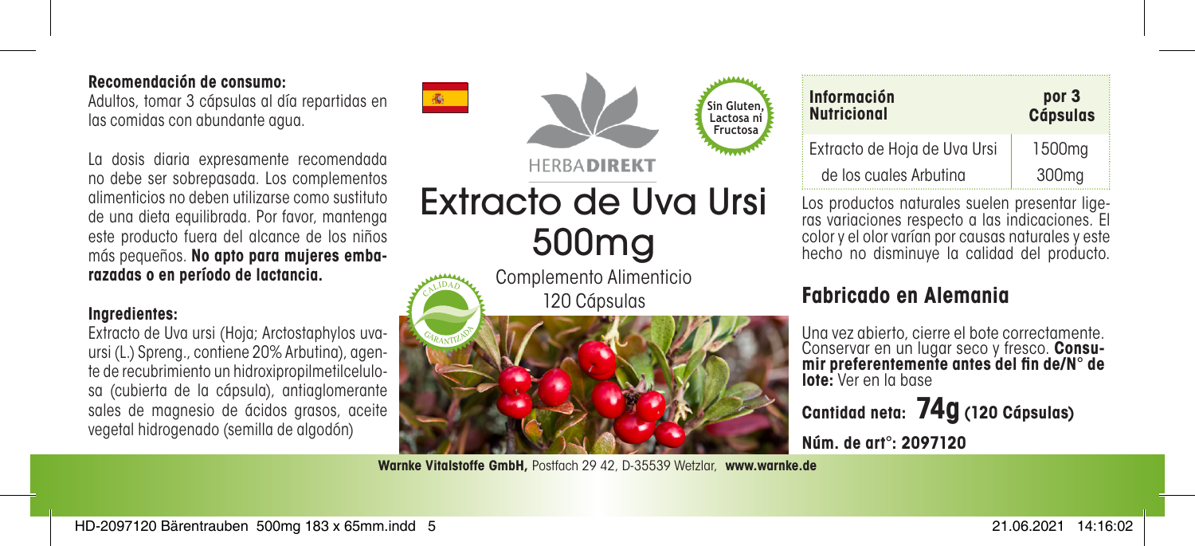**Recomendación de consumo:**
Adultos, tomar 3 cápsulas al día repartidas en las comidas con abundante agua.

La dosis diaria expresamente recomendada no debe ser sobrepasada. Los complementos alimenticios no deben utilizarse como sustituto de una dieta equilibrada. Por favor, mantenga este producto fuera del alcance de los niños más pequeños. **No apto para mujeres embarazadas o en período de lactancia.**

**Ingredientes:**
Extracto de Uva ursi (Hoja; Arctostaphylos uva-ursi (L.) Spreng., contiene 20% Arbutina), agente de recubrimiento un hidroxipropilmetilcelulosa (cubierta de la cápsula), antiaglomerante sales de magnesio de ácidos grasos, aceite vegetal hidrogenado (semilla de algodón)

Sin Gluten, Lactosa ni Fructosa

HERBA**DIREKT**

# Extracto de Uva Ursi 500mg

Complemento Alimenticio
120 Cápsulas

CALIDAD GARANTIZADA

| **Información Nutricional** | **por 3 Cápsulas** |
|---|---|
| Extracto de Hoja de Uva Ursi | 1500mg |
| de los cuales Arbutina | 300mg |

Los productos naturales suelen presentar ligeras variaciones respecto a las indicaciones. El color y el olor varían por causas naturales y este hecho no disminuye la calidad del producto.

## Fabricado en Alemania

Una vez abierto, cierre el bote correctamente. Conservar en un lugar seco y fresco. **Consumir preferentemente antes del fin de/N° de lote:** Ver en la base

**Cantidad neta: 74g (120 Cápsulas)**

**Núm. de art°: 2097120**

**Warnke Vitalstoffe GmbH,** Postfach 29 42, D-35539 Wetzlar, **www.warnke.de**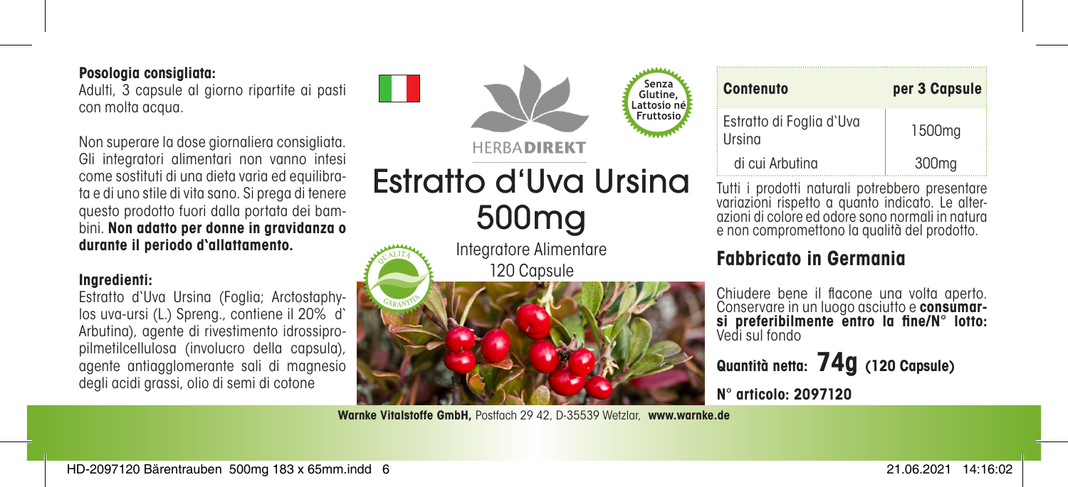**Posologia consigliata:**
Adulti, 3 capsule al giorno ripartite ai pasti con molta acqua.

Non superare la dose giornaliera consigliata. Gli integratori alimentari non vanno intesi come sostituti di una dieta varia ed equilibrata e di uno stile di vita sano. Si prega di tenere questo prodotto fuori dalla portata dei bambini. **Non adatto per donne in gravidanza o durante il periodo d'allattamento.**

**Ingredienti:**
Estratto d'Uva Ursina (Foglia; Arctostaphylos uva-ursi (L.) Spreng., contiene il 20% d' Arbutina), agente di rivestimento idrossipropilmetilcellulosa (involucro della capsula), agente antiagglomerante sali di magnesio degli acidi grassi, olio di semi di cotone

Senza Glutine, Lattosio né Fruttosio

HERBA**DIREKT**

# Estratto d'Uva Ursina 500mg

Integratore Alimentare
120 Capsule

QUALITÀ GARANTITA

| **Contenuto** | **per 3 Capsule** |
|---|---|
| Estratto di Foglia d'Uva Ursina | 1500mg |
| di cui Arbutina | 300mg |

Tutti i prodotti naturali potrebbero presentare variazioni rispetto a quanto indicato. Le alterazioni di colore ed odore sono normali in natura e non compromettono la qualità del prodotto.

## Fabbricato in Germania

Chiudere bene il flacone una volta aperto. Conservare in un luogo asciutto e **consumarsi preferibilmente entro la fine/N° lotto:** Vedi sul fondo

**Quantità netta: 74g (120 Capsule)**

**N° articolo: 2097120**

**Warnke Vitalstoffe GmbH,** Postfach 29 42, D-35539 Wetzlar, **www.warnke.de**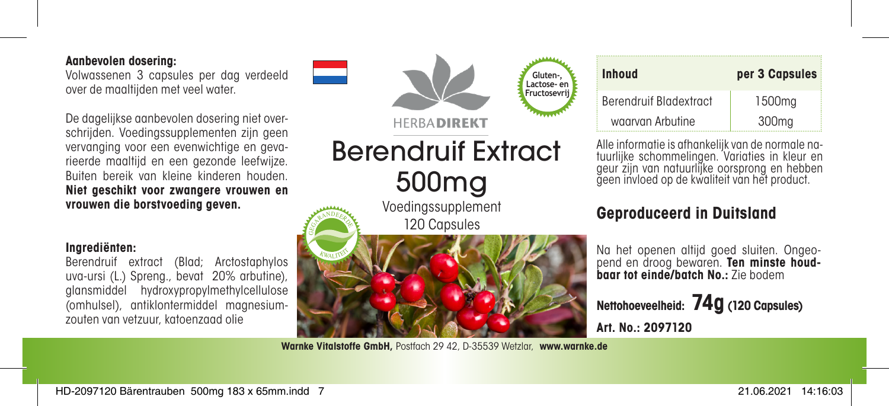**Aanbevolen dosering:**
Volwassenen 3 capsules per dag verdeeld over de maaltijden met veel water.

De dagelijkse aanbevolen dosering niet overschrijden. Voedingssupplementen zijn geen vervanging voor een evenwichtige en gevarieerde maaltijd en een gezonde leefwijze. Buiten bereik van kleine kinderen houden. **Niet geschikt voor zwangere vrouwen en vrouwen die borstvoeding geven.**

**Ingrediënten:**
Berendruif extract (Blad; Arctostaphylos uva-ursi (L.) Spreng., bevat 20% arbutine), glansmiddel hydroxypropylmethylcellulose (omhulsel), antiklontermiddel magnesiumzouten van vetzuur, katoenzaad olie

HERBADIREKT

Gluten-, Lactose- en Fructosevrij

# Berendruif Extract 500mg

Voedingssupplement
120 Capsules

GEGARANDEERDE KWALITEIT

| Inhoud | per 3 Capsules |
|---|---|
| Berendruif Bladextract | 1500mg |
| waarvan Arbutine | 300mg |

Alle informatie is afhankelijk van de normale natuurlijke schommelingen. Variaties in kleur en geur zijn van natuurlijke oorsprong en hebben geen invloed op de kwaliteit van het product.

## Geproduceerd in Duitsland

Na het openen altijd goed sluiten. Ongeopend en droog bewaren. **Ten minste houdbaar tot einde/batch No.:** Zie bodem

**Nettohoeveelheid: 74g (120 Capsules)**

**Art. No.: 2097120**

**Warnke Vitalstoffe GmbH,** Postfach 29 42, D-35539 Wetzlar, **www.warnke.de**